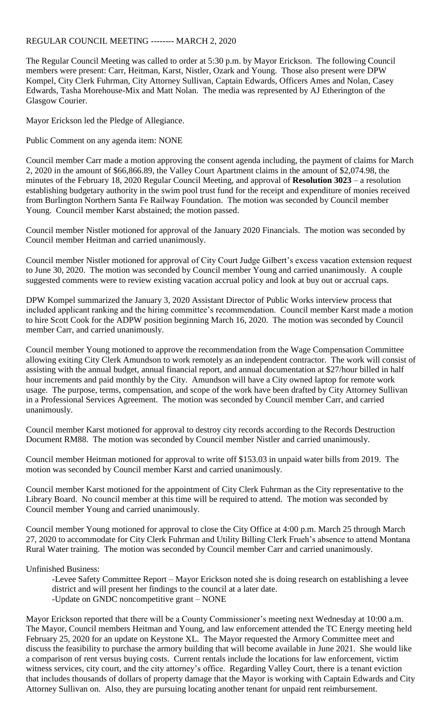REGULAR COUNCIL MEETING -------- MARCH 2, 2020

The Regular Council Meeting was called to order at 5:30 p.m. by Mayor Erickson. The following Council members were present: Carr, Heitman, Karst, Nistler, Ozark and Young. Those also present were DPW Kompel, City Clerk Fuhrman, City Attorney Sullivan, Captain Edwards, Officers Ames and Nolan, Casey Edwards, Tasha Morehouse-Mix and Matt Nolan. The media was represented by AJ Etherington of the Glasgow Courier.

Mayor Erickson led the Pledge of Allegiance.

Public Comment on any agenda item: NONE

Council member Carr made a motion approving the consent agenda including, the payment of claims for March 2, 2020 in the amount of $66,866.89, the Valley Court Apartment claims in the amount of $2,074.98, the minutes of the February 18, 2020 Regular Council Meeting, and approval of **Resolution 3023** – a resolution establishing budgetary authority in the swim pool trust fund for the receipt and expenditure of monies received from Burlington Northern Santa Fe Railway Foundation. The motion was seconded by Council member Young. Council member Karst abstained; the motion passed.

Council member Nistler motioned for approval of the January 2020 Financials. The motion was seconded by Council member Heitman and carried unanimously.

Council member Nistler motioned for approval of City Court Judge Gilbert's excess vacation extension request to June 30, 2020. The motion was seconded by Council member Young and carried unanimously. A couple suggested comments were to review existing vacation accrual policy and look at buy out or accrual caps.

DPW Kompel summarized the January 3, 2020 Assistant Director of Public Works interview process that included applicant ranking and the hiring committee's recommendation. Council member Karst made a motion to hire Scott Cook for the ADPW position beginning March 16, 2020. The motion was seconded by Council member Carr, and carried unanimously.

Council member Young motioned to approve the recommendation from the Wage Compensation Committee allowing exiting City Clerk Amundson to work remotely as an independent contractor. The work will consist of assisting with the annual budget, annual financial report, and annual documentation at $27/hour billed in half hour increments and paid monthly by the City. Amundson will have a City owned laptop for remote work usage. The purpose, terms, compensation, and scope of the work have been drafted by City Attorney Sullivan in a Professional Services Agreement. The motion was seconded by Council member Carr, and carried unanimously.

Council member Karst motioned for approval to destroy city records according to the Records Destruction Document RM88. The motion was seconded by Council member Nistler and carried unanimously.

Council member Heitman motioned for approval to write off $153.03 in unpaid water bills from 2019. The motion was seconded by Council member Karst and carried unanimously.

Council member Karst motioned for the appointment of City Clerk Fuhrman as the City representative to the Library Board. No council member at this time will be required to attend. The motion was seconded by Council member Young and carried unanimously.

Council member Young motioned for approval to close the City Office at 4:00 p.m. March 25 through March 27, 2020 to accommodate for City Clerk Fuhrman and Utility Billing Clerk Frueh's absence to attend Montana Rural Water training. The motion was seconded by Council member Carr and carried unanimously.

Unfinished Business:

-Levee Safety Committee Report – Mayor Erickson noted she is doing research on establishing a levee district and will present her findings to the council at a later date.
-Update on GNDC noncompetitive grant – NONE

Mayor Erickson reported that there will be a County Commissioner's meeting next Wednesday at 10:00 a.m. The Mayor, Council members Heitman and Young, and law enforcement attended the TC Energy meeting held February 25, 2020 for an update on Keystone XL. The Mayor requested the Armory Committee meet and discuss the feasibility to purchase the armory building that will become available in June 2021. She would like a comparison of rent versus buying costs. Current rentals include the locations for law enforcement, victim witness services, city court, and the city attorney's office. Regarding Valley Court, there is a tenant eviction that includes thousands of dollars of property damage that the Mayor is working with Captain Edwards and City Attorney Sullivan on. Also, they are pursuing locating another tenant for unpaid rent reimbursement.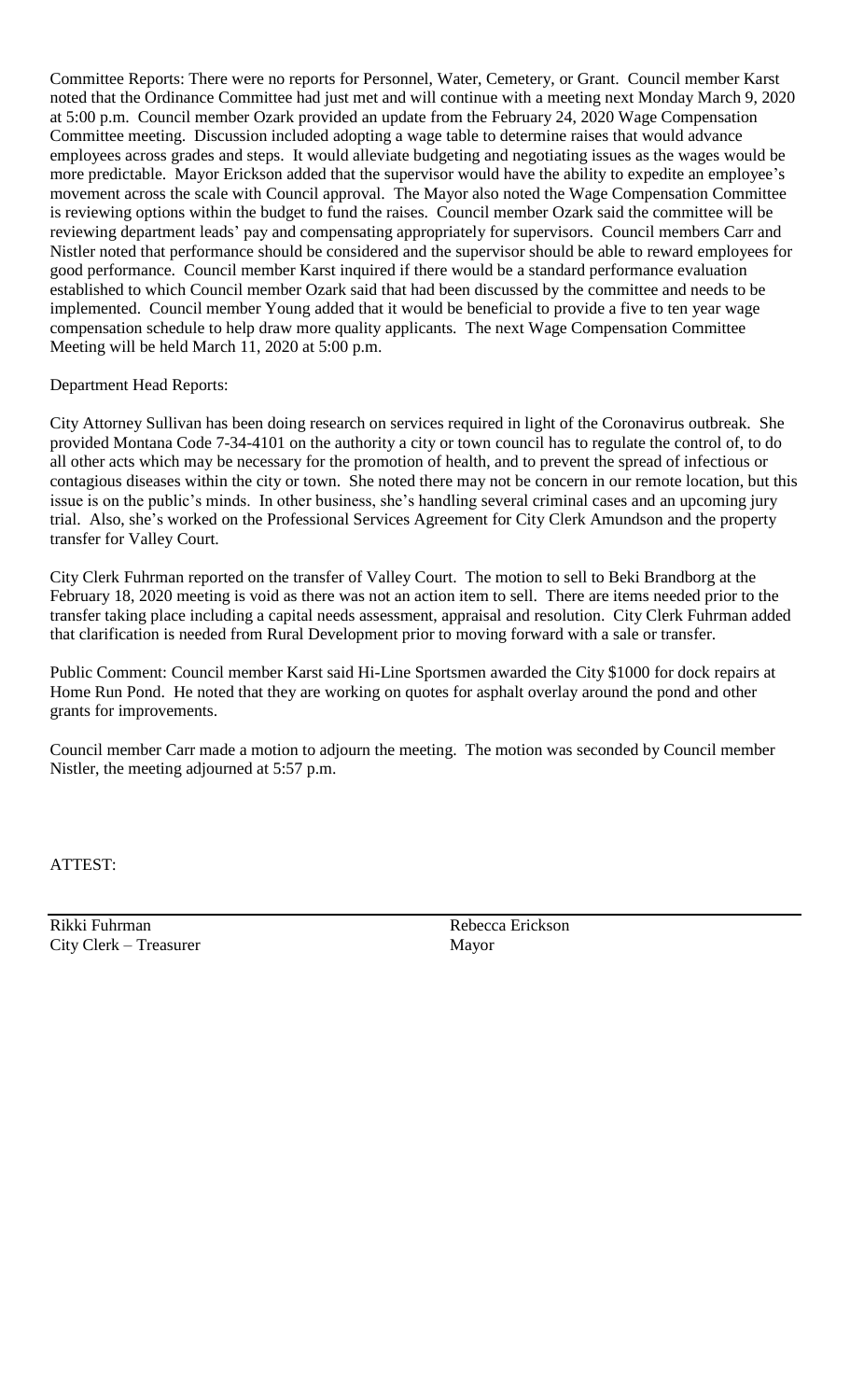Committee Reports: There were no reports for Personnel, Water, Cemetery, or Grant. Council member Karst noted that the Ordinance Committee had just met and will continue with a meeting next Monday March 9, 2020 at 5:00 p.m. Council member Ozark provided an update from the February 24, 2020 Wage Compensation Committee meeting. Discussion included adopting a wage table to determine raises that would advance employees across grades and steps. It would alleviate budgeting and negotiating issues as the wages would be more predictable. Mayor Erickson added that the supervisor would have the ability to expedite an employee's movement across the scale with Council approval. The Mayor also noted the Wage Compensation Committee is reviewing options within the budget to fund the raises. Council member Ozark said the committee will be reviewing department leads' pay and compensating appropriately for supervisors. Council members Carr and Nistler noted that performance should be considered and the supervisor should be able to reward employees for good performance. Council member Karst inquired if there would be a standard performance evaluation established to which Council member Ozark said that had been discussed by the committee and needs to be implemented. Council member Young added that it would be beneficial to provide a five to ten year wage compensation schedule to help draw more quality applicants. The next Wage Compensation Committee Meeting will be held March 11, 2020 at 5:00 p.m.

Department Head Reports:

City Attorney Sullivan has been doing research on services required in light of the Coronavirus outbreak. She provided Montana Code 7-34-4101 on the authority a city or town council has to regulate the control of, to do all other acts which may be necessary for the promotion of health, and to prevent the spread of infectious or contagious diseases within the city or town. She noted there may not be concern in our remote location, but this issue is on the public's minds. In other business, she's handling several criminal cases and an upcoming jury trial. Also, she's worked on the Professional Services Agreement for City Clerk Amundson and the property transfer for Valley Court.

City Clerk Fuhrman reported on the transfer of Valley Court. The motion to sell to Beki Brandborg at the February 18, 2020 meeting is void as there was not an action item to sell. There are items needed prior to the transfer taking place including a capital needs assessment, appraisal and resolution. City Clerk Fuhrman added that clarification is needed from Rural Development prior to moving forward with a sale or transfer.

Public Comment: Council member Karst said Hi-Line Sportsmen awarded the City $1000 for dock repairs at Home Run Pond. He noted that they are working on quotes for asphalt overlay around the pond and other grants for improvements.

Council member Carr made a motion to adjourn the meeting. The motion was seconded by Council member Nistler, the meeting adjourned at 5:57 p.m.

ATTEST:

Rikki Fuhrman
City Clerk – Treasurer

Rebecca Erickson
Mayor